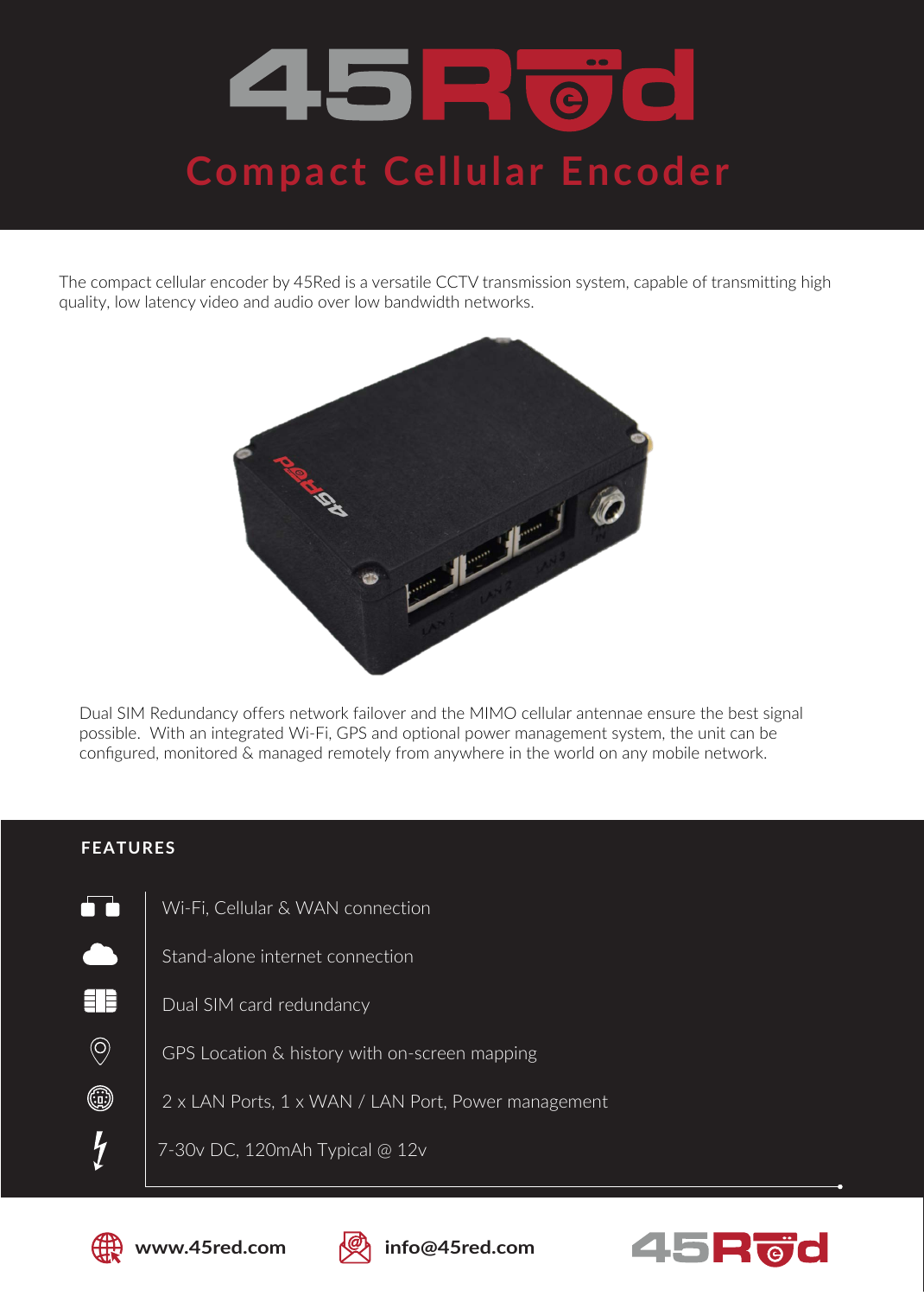# 45Red

## Compact Cellular Encoder

The compact cellular encoder by 45Red is a versatile CCTV transmission system, capable of transmitting high quality, low latency video and audio over low bandwidth networks.

Dual SIM Redundancy offers network failover and the MIMO cellular antennae ensure the best signal possible. With an integrated Wi-Fi, GPS and optional power management system, the unit can be configured, monitored & managed remotely from anywhere in the world on any mobile network.

### FEATURES

- Wi-Fi, Cellular & WAN connection
- Stand-alone internet connection
- Dual SIM card redundancy
- GPS Location & history with on-screen mapping
- 2 x LAN Ports, 1 x WAN / LAN Port, Power management
- 7-30v DC, 120mAh Typical @ 12v

www.45red.com

info@45red.com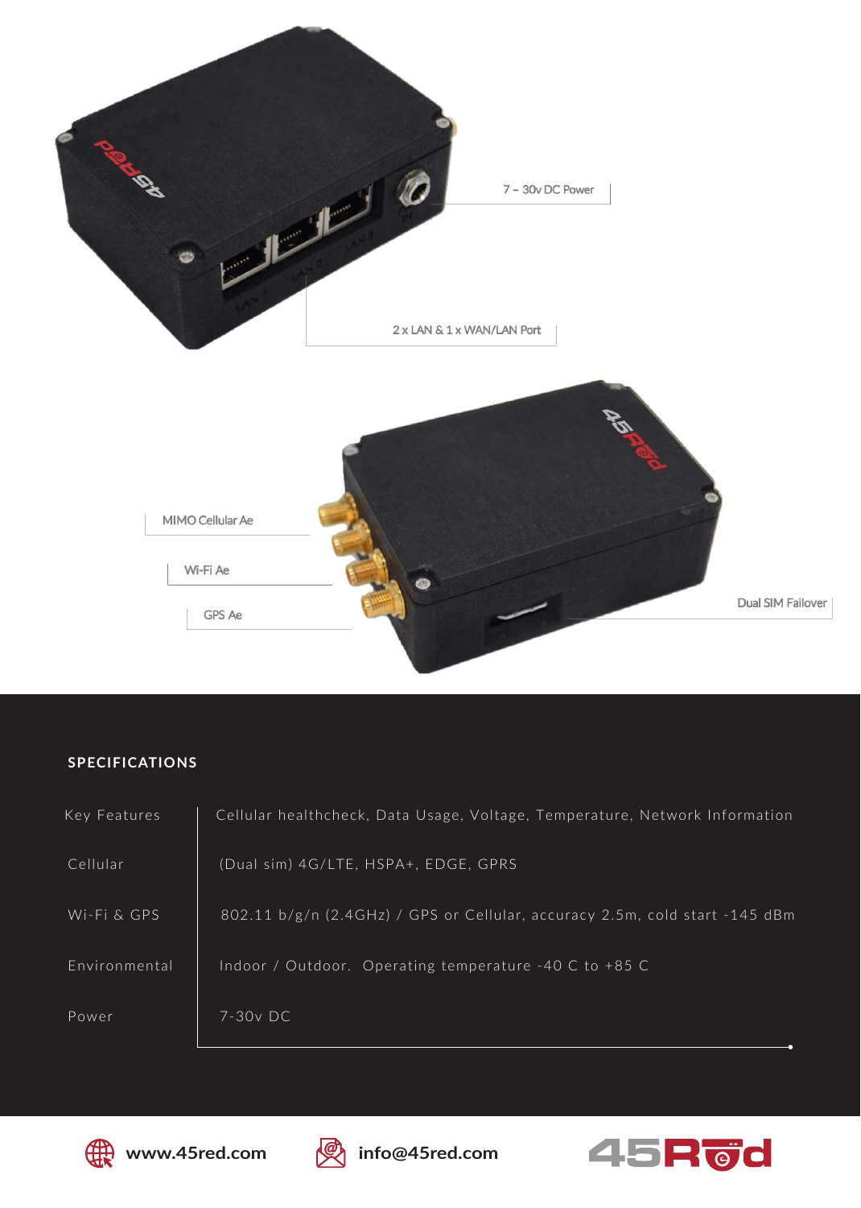7 – 30v DC Power

2 x LAN & 1 x WAN/LAN Port

MIMO Cellular Ae

Wi-Fi Ae

GPS Ae

Dual SIM Failover

## SPECIFICATIONS

| | |
|---|---|
| Key Features | Cellular healthcheck, Data Usage, Voltage, Temperature, Network Information |
| Cellular | (Dual sim) 4G/LTE, HSPA+, EDGE, GPRS |
| Wi-Fi & GPS | 802.11 b/g/n (2.4GHz) / GPS or Cellular, accuracy 2.5m, cold start -145 dBm |
| Environmental | Indoor / Outdoor. Operating temperature -40 C to +85 C |
| Power | 7-30v DC |

www.45red.com

info@45red.com

45Red